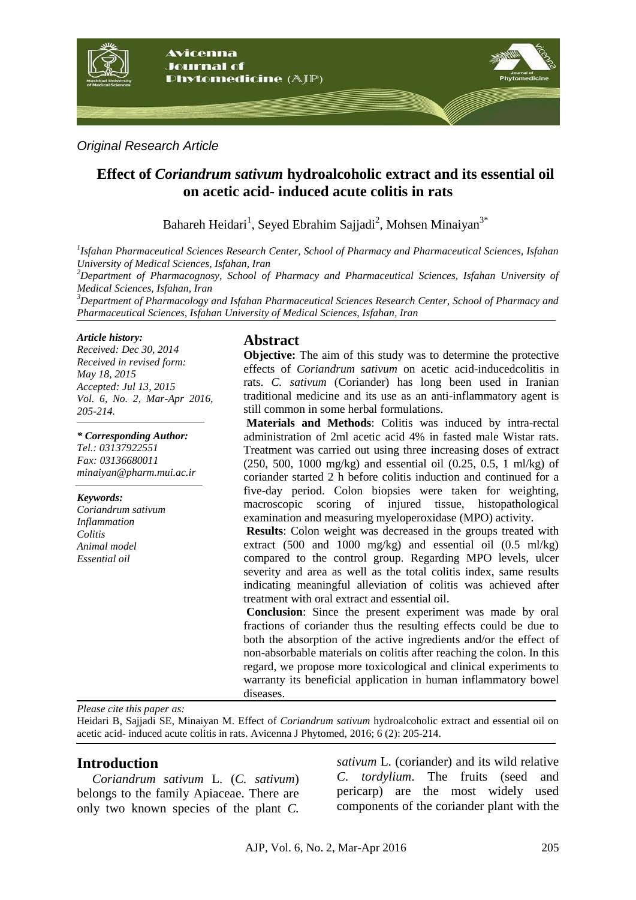*Original Research Article*

# Effect of *Coriandrum sativum* hydroalcoholic extract and its essential oil on acetic acid- induced acute colitis in rats

Bahareh Heidari[1], Seyed Ebrahim Sajjadi[2], Mohsen Minaiyan[3*]

[1]*Isfahan Pharmaceutical Sciences Research Center, School of Pharmacy and Pharmaceutical Sciences, Isfahan University of Medical Sciences, Isfahan, Iran*

[2]*Department of Pharmacognosy, School of Pharmacy and Pharmaceutical Sciences, Isfahan University of Medical Sciences, Isfahan, Iran*

[3]*Department of Pharmacology and Isfahan Pharmaceutical Sciences Research Center, School of Pharmacy and Pharmaceutical Sciences, Isfahan University of Medical Sciences, Isfahan, Iran*

***Article history:***
*Received: Dec 30, 2014*
*Received in revised form: May 18, 2015*
*Accepted: Jul 13, 2015*
*Vol. 6, No. 2, Mar-Apr 2016, 205-214.*

***\* Corresponding Author:***
*Tel.: 03137922551*
*Fax: 03136680011*
*minaiyan@pharm.mui.ac.ir*

***Keywords:***
*Coriandrum sativum*
*Inflammation*
*Colitis*
*Animal model*
*Essential oil*

## Abstract

**Objective:** The aim of this study was to determine the protective effects of *Coriandrum sativum* on acetic acid-inducedcolitis in rats. *C. sativum* (Coriander) has long been used in Iranian traditional medicine and its use as an anti-inflammatory agent is still common in some herbal formulations.

**Materials and Methods**: Colitis was induced by intra-rectal administration of 2ml acetic acid 4% in fasted male Wistar rats. Treatment was carried out using three increasing doses of extract (250, 500, 1000 mg/kg) and essential oil (0.25, 0.5, 1 ml/kg) of coriander started 2 h before colitis induction and continued for a five-day period. Colon biopsies were taken for weighting, macroscopic scoring of injured tissue, histopathological examination and measuring myeloperoxidase (MPO) activity.

**Results**: Colon weight was decreased in the groups treated with extract (500 and 1000 mg/kg) and essential oil (0.5 ml/kg) compared to the control group. Regarding MPO levels, ulcer severity and area as well as the total colitis index, same results indicating meaningful alleviation of colitis was achieved after treatment with oral extract and essential oil.

**Conclusion**: Since the present experiment was made by oral fractions of coriander thus the resulting effects could be due to both the absorption of the active ingredients and/or the effect of non-absorbable materials on colitis after reaching the colon. In this regard, we propose more toxicological and clinical experiments to warranty its beneficial application in human inflammatory bowel diseases.

*Please cite this paper as:*
Heidari B, Sajjadi SE, Minaiyan M. Effect of *Coriandrum sativum* hydroalcoholic extract and essential oil on acetic acid- induced acute colitis in rats. Avicenna J Phytomed, 2016; 6 (2): 205-214.

## Introduction

*Coriandrum sativum* L. (*C. sativum*) belongs to the family Apiaceae. There are only two known species of the plant *C. sativum* L. (coriander) and its wild relative *C. tordylium*. The fruits (seed and pericarp) are the most widely used components of the coriander plant with the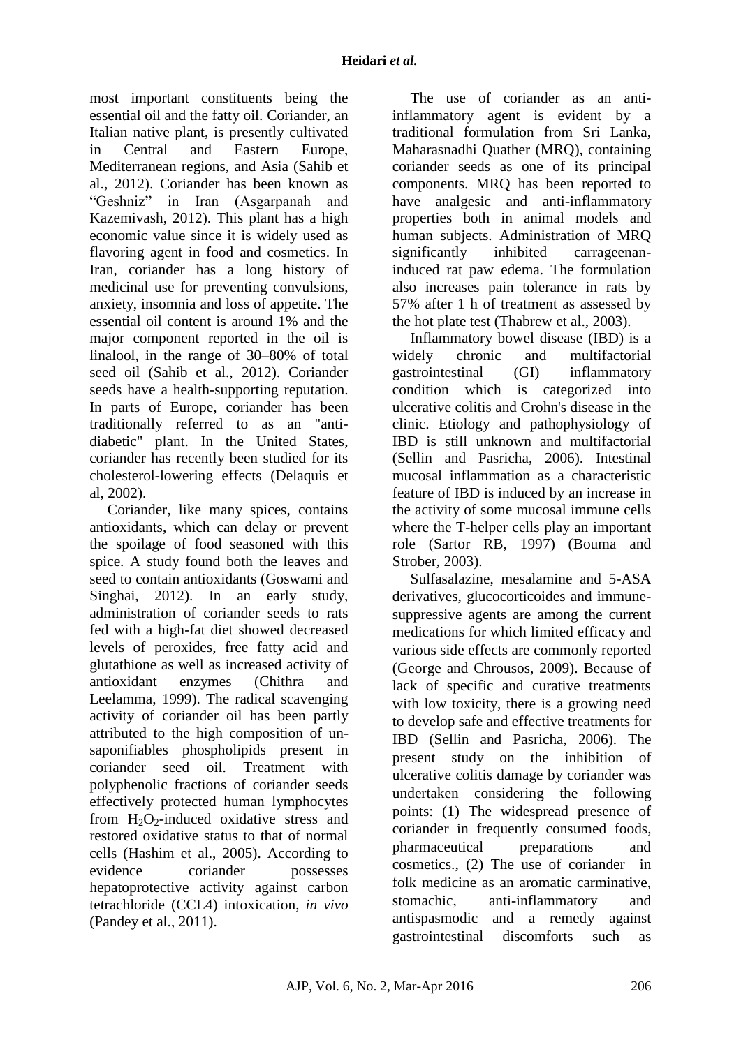most important constituents being the essential oil and the fatty oil. Coriander, an Italian native plant, is presently cultivated in Central and Eastern Europe, Mediterranean regions, and Asia (Sahib et al., 2012). Coriander has been known as "Geshniz" in Iran (Asgarpanah and Kazemivash, 2012). This plant has a high economic value since it is widely used as flavoring agent in food and cosmetics. In Iran, coriander has a long history of medicinal use for preventing convulsions, anxiety, insomnia and loss of appetite. The essential oil content is around 1% and the major component reported in the oil is linalool, in the range of 30–80% of total seed oil (Sahib et al., 2012). Coriander seeds have a health-supporting reputation. In parts of Europe, coriander has been traditionally referred to as an "anti-diabetic" plant. In the United States, coriander has recently been studied for its cholesterol-lowering effects (Delaquis et al, 2002).

Coriander, like many spices, contains antioxidants, which can delay or prevent the spoilage of food seasoned with this spice. A study found both the leaves and seed to contain antioxidants (Goswami and Singhai, 2012). In an early study, administration of coriander seeds to rats fed with a high-fat diet showed decreased levels of peroxides, free fatty acid and glutathione as well as increased activity of antioxidant enzymes (Chithra and Leelamma, 1999). The radical scavenging activity of coriander oil has been partly attributed to the high composition of un-saponifiables phospholipids present in coriander seed oil. Treatment with polyphenolic fractions of coriander seeds effectively protected human lymphocytes from $H_2O_2$-induced oxidative stress and restored oxidative status to that of normal cells (Hashim et al., 2005). According to evidence coriander possesses hepatoprotective activity against carbon tetrachloride (CCL4) intoxication, *in vivo* (Pandey et al., 2011).

The use of coriander as an anti-inflammatory agent is evident by a traditional formulation from Sri Lanka, Maharasnadhi Quather (MRQ), containing coriander seeds as one of its principal components. MRQ has been reported to have analgesic and anti-inflammatory properties both in animal models and human subjects. Administration of MRQ significantly inhibited carrageenan-induced rat paw edema. The formulation also increases pain tolerance in rats by 57% after 1 h of treatment as assessed by the hot plate test (Thabrew et al., 2003).

Inflammatory bowel disease (IBD) is a widely chronic and multifactorial gastrointestinal (GI) inflammatory condition which is categorized into ulcerative colitis and Crohn's disease in the clinic. Etiology and pathophysiology of IBD is still unknown and multifactorial (Sellin and Pasricha, 2006). Intestinal mucosal inflammation as a characteristic feature of IBD is induced by an increase in the activity of some mucosal immune cells where the T-helper cells play an important role (Sartor RB, 1997) (Bouma and Strober, 2003).

Sulfasalazine, mesalamine and 5-ASA derivatives, glucocorticoides and immune-suppressive agents are among the current medications for which limited efficacy and various side effects are commonly reported (George and Chrousos, 2009). Because of lack of specific and curative treatments with low toxicity, there is a growing need to develop safe and effective treatments for IBD (Sellin and Pasricha, 2006). The present study on the inhibition of ulcerative colitis damage by coriander was undertaken considering the following points: (1) The widespread presence of coriander in frequently consumed foods, pharmaceutical preparations and cosmetics., (2) The use of coriander in folk medicine as an aromatic carminative, stomachic, anti-inflammatory and antispasmodic and a remedy against gastrointestinal discomforts such as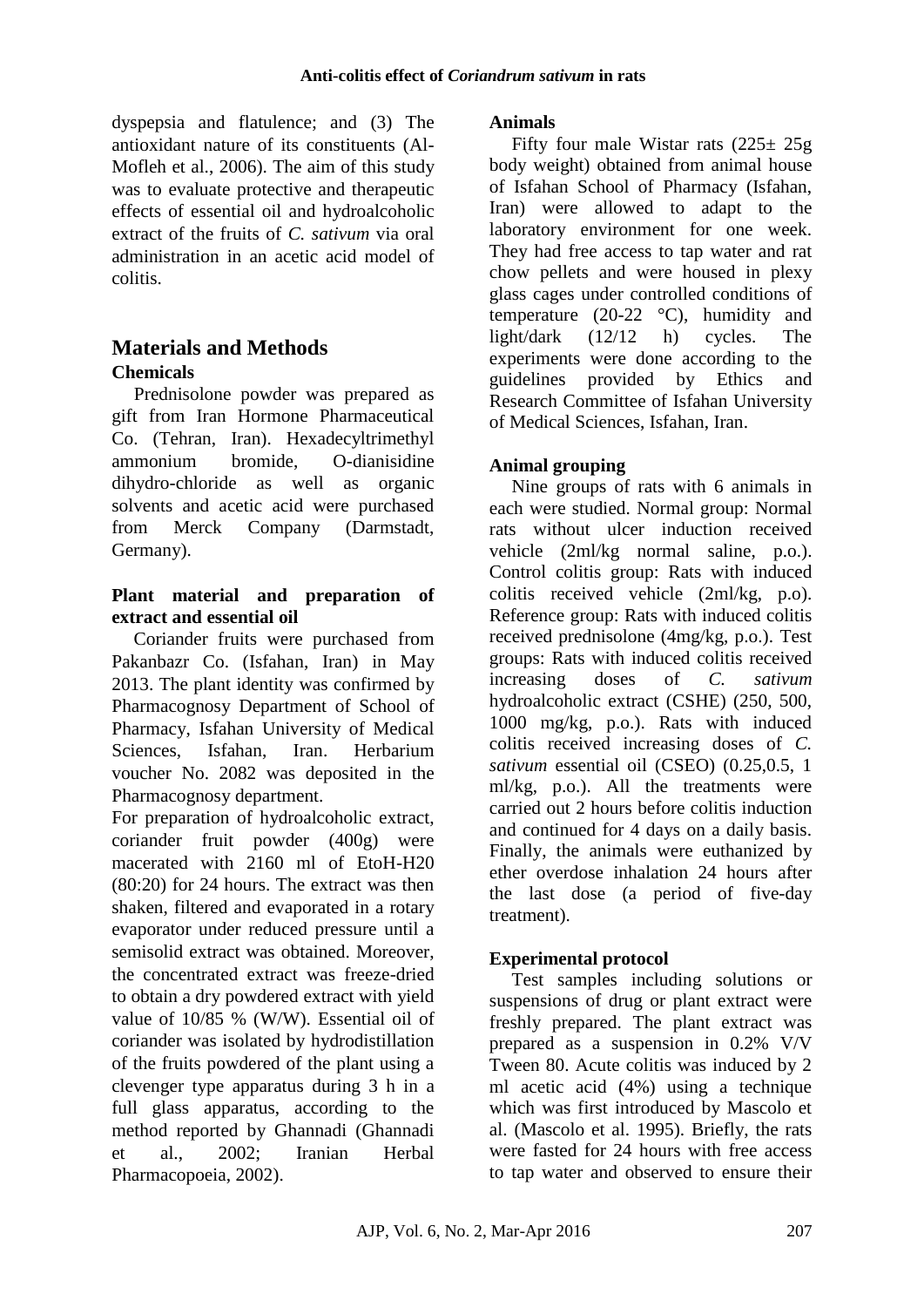dyspepsia and flatulence; and (3) The antioxidant nature of its constituents (Al-Mofleh et al., 2006). The aim of this study was to evaluate protective and therapeutic effects of essential oil and hydroalcoholic extract of the fruits of *C. sativum* via oral administration in an acetic acid model of colitis.

## Materials and Methods

### Chemicals

Prednisolone powder was prepared as gift from Iran Hormone Pharmaceutical Co. (Tehran, Iran). Hexadecyltrimethyl ammonium bromide, O-dianisidine dihydro-chloride as well as organic solvents and acetic acid were purchased from Merck Company (Darmstadt, Germany).

### Plant material and preparation of extract and essential oil

Coriander fruits were purchased from Pakanbazr Co. (Isfahan, Iran) in May 2013. The plant identity was confirmed by Pharmacognosy Department of School of Pharmacy, Isfahan University of Medical Sciences, Isfahan, Iran. Herbarium voucher No. 2082 was deposited in the Pharmacognosy department.

For preparation of hydroalcoholic extract, coriander fruit powder (400g) were macerated with 2160 ml of EtoH-H20 (80:20) for 24 hours. The extract was then shaken, filtered and evaporated in a rotary evaporator under reduced pressure until a semisolid extract was obtained. Moreover, the concentrated extract was freeze-dried to obtain a dry powdered extract with yield value of 10/85 % (W/W). Essential oil of coriander was isolated by hydrodistillation of the fruits powdered of the plant using a clevenger type apparatus during 3 h in a full glass apparatus, according to the method reported by Ghannadi (Ghannadi et al., 2002; Iranian Herbal Pharmacopoeia, 2002).

### Animals

Fifty four male Wistar rats (225± 25g body weight) obtained from animal house of Isfahan School of Pharmacy (Isfahan, Iran) were allowed to adapt to the laboratory environment for one week. They had free access to tap water and rat chow pellets and were housed in plexy glass cages under controlled conditions of temperature (20-22 °C), humidity and light/dark (12/12 h) cycles. The experiments were done according to the guidelines provided by Ethics and Research Committee of Isfahan University of Medical Sciences, Isfahan, Iran.

### Animal grouping

Nine groups of rats with 6 animals in each were studied. Normal group: Normal rats without ulcer induction received vehicle (2ml/kg normal saline, p.o.). Control colitis group: Rats with induced colitis received vehicle (2ml/kg, p.o). Reference group: Rats with induced colitis received prednisolone (4mg/kg, p.o.). Test groups: Rats with induced colitis received increasing doses of *C. sativum* hydroalcoholic extract (CSHE) (250, 500, 1000 mg/kg, p.o.). Rats with induced colitis received increasing doses of *C. sativum* essential oil (CSEO) (0.25,0.5, 1 ml/kg, p.o.). All the treatments were carried out 2 hours before colitis induction and continued for 4 days on a daily basis. Finally, the animals were euthanized by ether overdose inhalation 24 hours after the last dose (a period of five-day treatment).

### Experimental protocol

Test samples including solutions or suspensions of drug or plant extract were freshly prepared. The plant extract was prepared as a suspension in 0.2% V/V Tween 80. Acute colitis was induced by 2 ml acetic acid (4%) using a technique which was first introduced by Mascolo et al. (Mascolo et al. 1995). Briefly, the rats were fasted for 24 hours with free access to tap water and observed to ensure their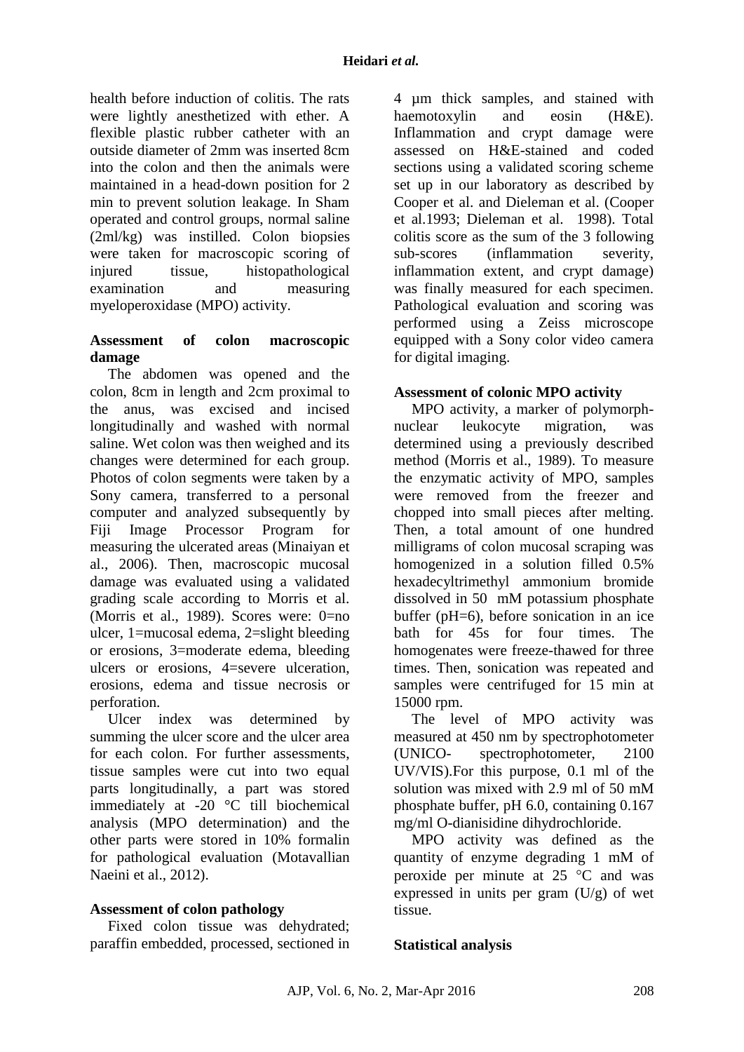health before induction of colitis. The rats were lightly anesthetized with ether. A flexible plastic rubber catheter with an outside diameter of 2mm was inserted 8cm into the colon and then the animals were maintained in a head-down position for 2 min to prevent solution leakage. In Sham operated and control groups, normal saline (2ml/kg) was instilled. Colon biopsies were taken for macroscopic scoring of injured tissue, histopathological examination and measuring myeloperoxidase (MPO) activity.

### Assessment of colon macroscopic damage

The abdomen was opened and the colon, 8cm in length and 2cm proximal to the anus, was excised and incised longitudinally and washed with normal saline. Wet colon was then weighed and its changes were determined for each group. Photos of colon segments were taken by a Sony camera, transferred to a personal computer and analyzed subsequently by Fiji Image Processor Program for measuring the ulcerated areas (Minaiyan et al., 2006). Then, macroscopic mucosal damage was evaluated using a validated grading scale according to Morris et al. (Morris et al., 1989). Scores were: 0=no ulcer, 1=mucosal edema, 2=slight bleeding or erosions, 3=moderate edema, bleeding ulcers or erosions, 4=severe ulceration, erosions, edema and tissue necrosis or perforation.

Ulcer index was determined by summing the ulcer score and the ulcer area for each colon. For further assessments, tissue samples were cut into two equal parts longitudinally, a part was stored immediately at -20 °C till biochemical analysis (MPO determination) and the other parts were stored in 10% formalin for pathological evaluation (Motavallian Naeini et al., 2012).

### Assessment of colon pathology

Fixed colon tissue was dehydrated; paraffin embedded, processed, sectioned in 4 µm thick samples, and stained with haemotoxylin and eosin (H&E). Inflammation and crypt damage were assessed on H&E-stained and coded sections using a validated scoring scheme set up in our laboratory as described by Cooper et al. and Dieleman et al. (Cooper et al.1993; Dieleman et al. 1998). Total colitis score as the sum of the 3 following sub-scores (inflammation severity, inflammation extent, and crypt damage) was finally measured for each specimen. Pathological evaluation and scoring was performed using a Zeiss microscope equipped with a Sony color video camera for digital imaging.

### Assessment of colonic MPO activity

MPO activity, a marker of polymorph-nuclear leukocyte migration, was determined using a previously described method (Morris et al., 1989). To measure the enzymatic activity of MPO, samples were removed from the freezer and chopped into small pieces after melting. Then, a total amount of one hundred milligrams of colon mucosal scraping was homogenized in a solution filled 0.5% hexadecyltrimethyl ammonium bromide dissolved in 50 mM potassium phosphate buffer (pH=6), before sonication in an ice bath for 45s for four times. The homogenates were freeze-thawed for three times. Then, sonication was repeated and samples were centrifuged for 15 min at 15000 rpm.

The level of MPO activity was measured at 450 nm by spectrophotometer (UNICO- spectrophotometer, 2100 UV/VIS).For this purpose, 0.1 ml of the solution was mixed with 2.9 ml of 50 mM phosphate buffer, pH 6.0, containing 0.167 mg/ml O-dianisidine dihydrochloride.

MPO activity was defined as the quantity of enzyme degrading 1 mM of peroxide per minute at 25 °C and was expressed in units per gram (U/g) of wet tissue.

### Statistical analysis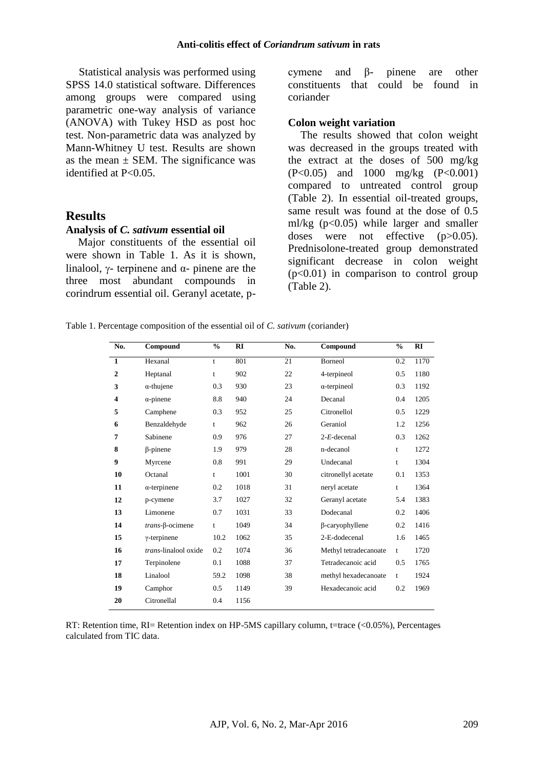Statistical analysis was performed using SPSS 14.0 statistical software. Differences among groups were compared using parametric one-way analysis of variance (ANOVA) with Tukey HSD as post hoc test. Non-parametric data was analyzed by Mann-Whitney U test. Results are shown as the mean ± SEM. The significance was identified at $P<0.05$.

## Results

### Analysis of *C. sativum* essential oil

Major constituents of the essential oil were shown in Table 1. As it is shown, linalool, γ- terpinene and α- pinene are the three most abundant compounds in corindrum essential oil. Geranyl acetate, p-cymene and β- pinene are other constituents that could be found in coriander

### Colon weight variation

The results showed that colon weight was decreased in the groups treated with the extract at the doses of 500 mg/kg ($P<0.05$) and 1000 mg/kg ($P<0.001$) compared to untreated control group (Table 2). In essential oil-treated groups, same result was found at the dose of 0.5 ml/kg ($p<0.05$) while larger and smaller doses were not effective ($p>0.05$). Prednisolone-treated group demonstrated significant decrease in colon weight ($p<0.01$) in comparison to control group (Table 2).

Table 1. Percentage composition of the essential oil of *C. sativum* (coriander)

| No. | Compound | % | RI | No. | Compound | % | RI |
|---|---|---|---|---|---|---|---|
| 1 | Hexanal | t | 801 | 21 | Borneol | 0.2 | 1170 |
| 2 | Heptanal | t | 902 | 22 | 4-terpineol | 0.5 | 1180 |
| 3 | α-thujene | 0.3 | 930 | 23 | α-terpineol | 0.3 | 1192 |
| 4 | α-pinene | 8.8 | 940 | 24 | Decanal | 0.4 | 1205 |
| 5 | Camphene | 0.3 | 952 | 25 | Citronellol | 0.5 | 1229 |
| 6 | Benzaldehyde | t | 962 | 26 | Geraniol | 1.2 | 1256 |
| 7 | Sabinene | 0.9 | 976 | 27 | 2-*E*-decenal | 0.3 | 1262 |
| 8 | β-pinene | 1.9 | 979 | 28 | n-decanol | t | 1272 |
| 9 | Myrcene | 0.8 | 991 | 29 | Undecanal | t | 1304 |
| 10 | Octanal | t | 1001 | 30 | citronellyl acetate | 0.1 | 1353 |
| 11 | α-terpinene | 0.2 | 1018 | 31 | neryl acetate | t | 1364 |
| 12 | p-cymene | 3.7 | 1027 | 32 | Geranyl acetate | 5.4 | 1383 |
| 13 | Limonene | 0.7 | 1031 | 33 | Dodecanal | 0.2 | 1406 |
| 14 | *trans*-β-ocimene | t | 1049 | 34 | β-caryophyllene | 0.2 | 1416 |
| 15 | γ-terpinene | 10.2 | 1062 | 35 | 2-E-dodecenal | 1.6 | 1465 |
| 16 | *trans*-linalool oxide | 0.2 | 1074 | 36 | Methyl tetradecanoate | t | 1720 |
| 17 | Terpinolene | 0.1 | 1088 | 37 | Tetradecanoic acid | 0.5 | 1765 |
| 18 | Linalool | 59.2 | 1098 | 38 | methyl hexadecanoate | t | 1924 |
| 19 | Camphor | 0.5 | 1149 | 39 | Hexadecanoic acid | 0.2 | 1969 |
| 20 | Citronellal | 0.4 | 1156 | | | | |

RT: Retention time, RI= Retention index on HP-5MS capillary column, t=trace (<0.05%), Percentages calculated from TIC data.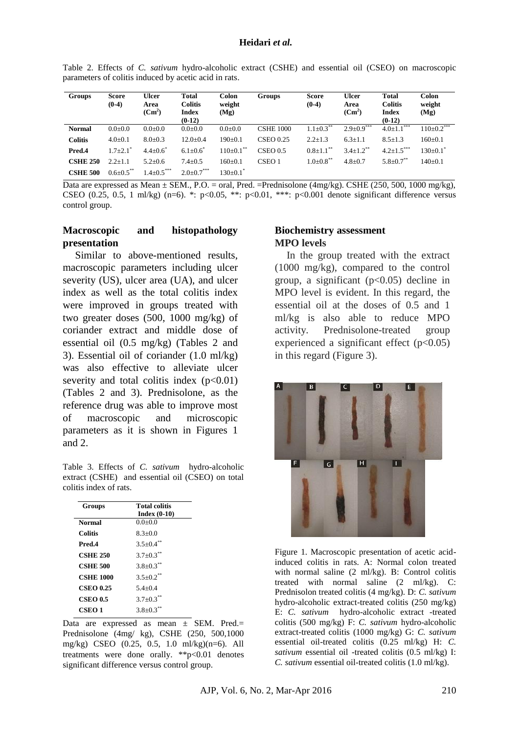Table 2. Effects of *C. sativum* hydro-alcoholic extract (CSHE) and essential oil (CSEO) on macroscopic parameters of colitis induced by acetic acid in rats.

| Groups | Score (0-4) | Ulcer Area ($Cm^2$) | Total Colitis Index (0-12) | Colon weight (Mg) | Groups | Score (0-4) | Ulcer Area ($Cm^2$) | Total Colitis Index (0-12) | Colon weight (Mg) |
|---|---|---|---|---|---|---|---|---|---|
| **Normal** | 0.0±0.0 | 0.0±0.0 | 0.0±0.0 | 0.0±0.0 | CSHE 1000 | 1.1±0.3** | 2.9±0.9*** | 4.0±1.1*** | 110±0.2*** |
| **Colitis** | 4.0±0.1 | 8.0±0.3 | 12.0±0.4 | 190±0.1 | CSEO 0.25 | 2.2±1.3 | 6.3±1.1 | 8.5±1.3 | 160±0.1 |
| **Pred.4** | 1.7±2.1* | 4.4±0.6* | 6.1±0.6* | 110±0.1** | CSEO 0.5 | 0.8±1.1** | 3.4±1.2** | 4.2±1.5*** | 130±0.1* |
| **CSHE 250** | 2.2±1.1 | 5.2±0.6 | 7.4±0.5 | 160±0.1 | CSEO 1 | 1.0±0.8** | 4.8±0.7 | 5.8±0.7** | 140±0.1 |
| **CSHE 500** | 0.6±0.5** | 1.4±0.5*** | 2.0±0.7*** | 130±0.1* | | | | | |

Data are expressed as Mean ± SEM., P.O. = oral, Pred. =Prednisolone (4mg/kg). CSHE (250, 500, 1000 mg/kg), CSEO (0.25, 0.5, 1 ml/kg) (n=6). *: $p<0.05$, **: $p<0.01$, ***: $p<0.001$ denote significant difference versus control group.

## Macroscopic and histopathology presentation

Similar to above-mentioned results, macroscopic parameters including ulcer severity (US), ulcer area (UA), and ulcer index as well as the total colitis index were improved in groups treated with two greater doses (500, 1000 mg/kg) of coriander extract and middle dose of essential oil (0.5 mg/kg) (Tables 2 and 3). Essential oil of coriander (1.0 ml/kg) was also effective to alleviate ulcer severity and total colitis index ($p<0.01$) (Tables 2 and 3). Prednisolone, as the reference drug was able to improve most of macroscopic and microscopic parameters as it is shown in Figures 1 and 2.

Table 3. Effects of *C. sativum* hydro-alcoholic extract (CSHE) and essential oil (CSEO) on total colitis index of rats.

| Groups | Total colitis Index (0-10) |
|---|---|
| **Normal** | 0.0±0.0 |
| **Colitis** | 8.3±0.0 |
| **Pred.4** | 3.5±0.4** |
| **CSHE 250** | 3.7±0.3** |
| **CSHE 500** | 3.8±0.3** |
| **CSHE 1000** | 3.5±0.2** |
| **CSEO 0.25** | 5.4±0.4 |
| **CSEO 0.5** | 3.7±0.3** |
| **CSEO 1** | 3.8±0.3** |

Data are expressed as mean ± SEM. Pred.= Prednisolone (4mg/ kg), CSHE (250, 500,1000 mg/kg) CSEO (0.25, 0.5, 1.0 ml/kg)(n=6). All treatments were done orally. **$p<0.01$ denotes significant difference versus control group.

## Biochemistry assessment

### MPO levels

In the group treated with the extract (1000 mg/kg), compared to the control group, a significant ($p<0.05$) decline in MPO level is evident. In this regard, the essential oil at the doses of 0.5 and 1 ml/kg is also able to reduce MPO activity. Prednisolone-treated group experienced a significant effect ($p<0.05$) in this regard (Figure 3).

Figure 1. Macroscopic presentation of acetic acid-induced colitis in rats. A: Normal colon treated with normal saline (2 ml/kg). B: Control colitis treated with normal saline (2 ml/kg). C: Prednisolon treated colitis (4 mg/kg). D: *C. sativum* hydro-alcoholic extract-treated colitis (250 mg/kg) E: *C. sativum* hydro-alcoholic extract -treated colitis (500 mg/kg) F: *C. sativum* hydro-alcoholic extract-treated colitis (1000 mg/kg) G: *C. sativum* essential oil-treated colitis (0.25 ml/kg) H: *C. sativum* essential oil -treated colitis (0.5 ml/kg) I: *C. sativum* essential oil-treated colitis (1.0 ml/kg).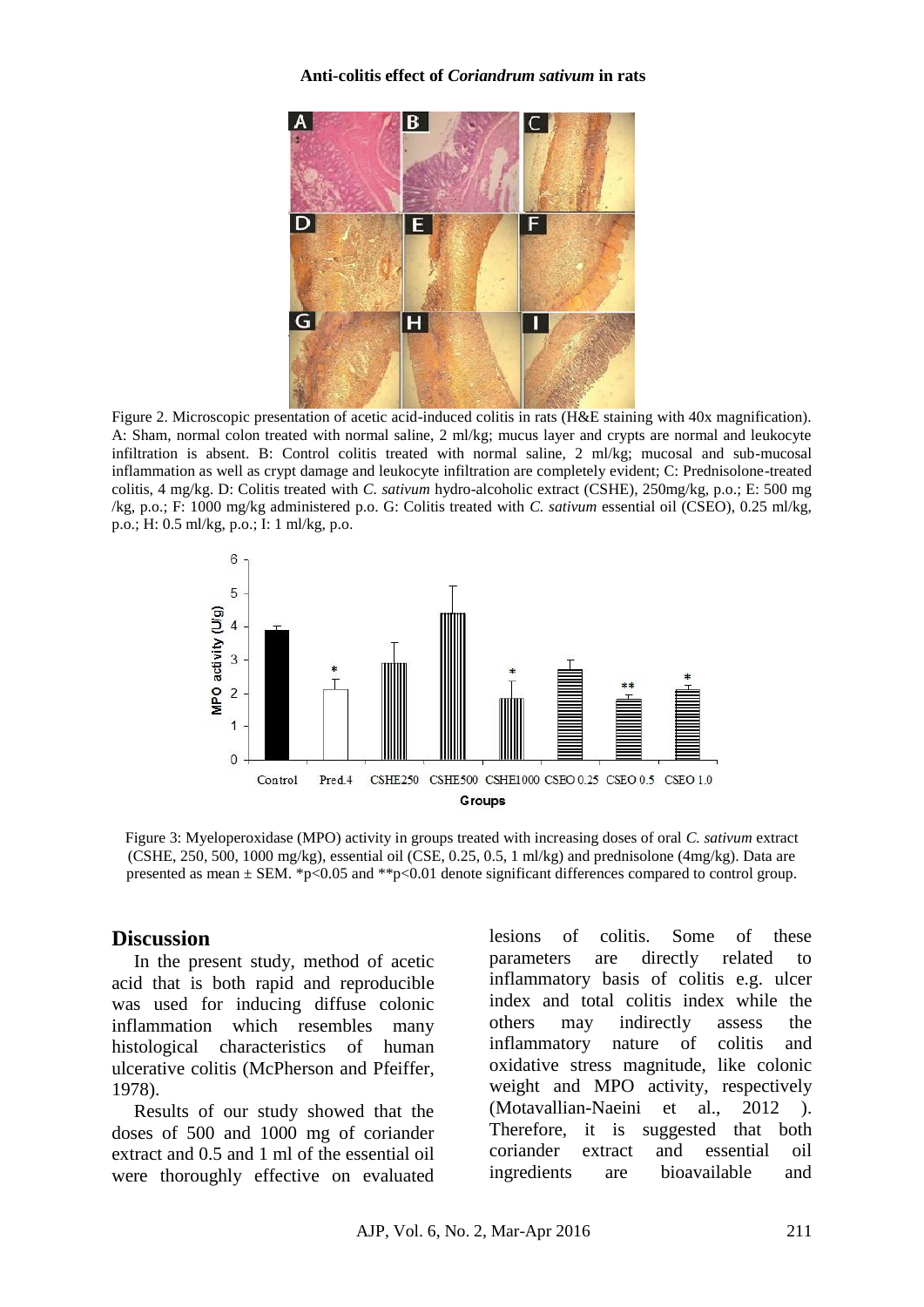Figure 2. Microscopic presentation of acetic acid-induced colitis in rats (H&E staining with 40x magnification). A: Sham, normal colon treated with normal saline, 2 ml/kg; mucus layer and crypts are normal and leukocyte infiltration is absent. B: Control colitis treated with normal saline, 2 ml/kg; mucosal and sub-mucosal inflammation as well as crypt damage and leukocyte infiltration are completely evident; C: Prednisolone-treated colitis, 4 mg/kg. D: Colitis treated with *C. sativum* hydro-alcoholic extract (CSHE), 250mg/kg, p.o.; E: 500 mg /kg, p.o.; F: 1000 mg/kg administered p.o. G: Colitis treated with *C. sativum* essential oil (CSEO), 0.25 ml/kg, p.o.; H: 0.5 ml/kg, p.o.; I: 1 ml/kg, p.o.

Figure 3: Myeloperoxidase (MPO) activity in groups treated with increasing doses of oral *C. sativum* extract (CSHE, 250, 500, 1000 mg/kg), essential oil (CSE, 0.25, 0.5, 1 ml/kg) and prednisolone (4mg/kg). Data are presented as mean ± SEM. *p<0.05 and **p<0.01 denote significant differences compared to control group.

## Discussion

In the present study, method of acetic acid that is both rapid and reproducible was used for inducing diffuse colonic inflammation which resembles many histological characteristics of human ulcerative colitis (McPherson and Pfeiffer, 1978).

Results of our study showed that the doses of 500 and 1000 mg of coriander extract and 0.5 and 1 ml of the essential oil were thoroughly effective on evaluated lesions of colitis. Some of these parameters are directly related to inflammatory basis of colitis e.g. ulcer index and total colitis index while the others may indirectly assess the inflammatory nature of colitis and oxidative stress magnitude, like colonic weight and MPO activity, respectively (Motavallian-Naeini et al., 2012 ). Therefore, it is suggested that both coriander extract and essential oil ingredients are bioavailable and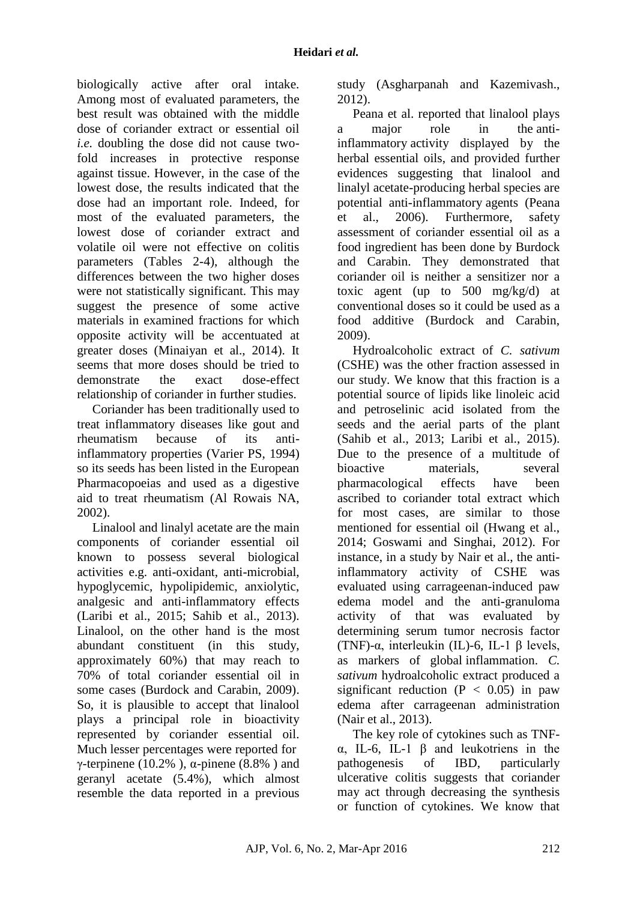biologically active after oral intake. Among most of evaluated parameters, the best result was obtained with the middle dose of coriander extract or essential oil *i.e.* doubling the dose did not cause two-fold increases in protective response against tissue. However, in the case of the lowest dose, the results indicated that the dose had an important role. Indeed, for most of the evaluated parameters, the lowest dose of coriander extract and volatile oil were not effective on colitis parameters (Tables 2-4), although the differences between the two higher doses were not statistically significant. This may suggest the presence of some active materials in examined fractions for which opposite activity will be accentuated at greater doses (Minaiyan et al., 2014). It seems that more doses should be tried to demonstrate the exact dose-effect relationship of coriander in further studies.

Coriander has been traditionally used to treat inflammatory diseases like gout and rheumatism because of its anti-inflammatory properties (Varier PS, 1994) so its seeds has been listed in the European Pharmacopoeias and used as a digestive aid to treat rheumatism (Al Rowais NA, 2002).

Linalool and linalyl acetate are the main components of coriander essential oil known to possess several biological activities e.g. anti-oxidant, anti-microbial, hypoglycemic, hypolipidemic, anxiolytic, analgesic and anti-inflammatory effects (Laribi et al., 2015; Sahib et al., 2013). Linalool, on the other hand is the most abundant constituent (in this study, approximately 60%) that may reach to 70% of total coriander essential oil in some cases (Burdock and Carabin, 2009). So, it is plausible to accept that linalool plays a principal role in bioactivity represented by coriander essential oil. Much lesser percentages were reported for γ-terpinene (10.2% ), α-pinene (8.8% ) and geranyl acetate (5.4%), which almost resemble the data reported in a previous study (Asgharpanah and Kazemivash., 2012).

Peana et al. reported that linalool plays a major role in the anti-inflammatory activity displayed by the herbal essential oils, and provided further evidences suggesting that linalool and linalyl acetate-producing herbal species are potential anti-inflammatory agents (Peana et al., 2006). Furthermore, safety assessment of coriander essential oil as a food ingredient has been done by Burdock and Carabin. They demonstrated that coriander oil is neither a sensitizer nor a toxic agent (up to 500 mg/kg/d) at conventional doses so it could be used as a food additive (Burdock and Carabin, 2009).

Hydroalcoholic extract of *C. sativum* (CSHE) was the other fraction assessed in our study. We know that this fraction is a potential source of lipids like linoleic acid and petroselinic acid isolated from the seeds and the aerial parts of the plant (Sahib et al., 2013; Laribi et al., 2015). Due to the presence of a multitude of bioactive materials, several pharmacological effects have been ascribed to coriander total extract which for most cases, are similar to those mentioned for essential oil (Hwang et al., 2014; Goswami and Singhai, 2012). For instance, in a study by Nair et al., the anti-inflammatory activity of CSHE was evaluated using carrageenan-induced paw edema model and the anti-granuloma activity of that was evaluated by determining serum tumor necrosis factor (TNF)-α, interleukin (IL)-6, IL-1 β levels, as markers of global inflammation. *C. sativum* hydroalcoholic extract produced a significant reduction ($P < 0.05$) in paw edema after carrageenan administration (Nair et al., 2013).

The key role of cytokines such as TNF-α, IL-6, IL-1 β and leukotriens in the pathogenesis of IBD, particularly ulcerative colitis suggests that coriander may act through decreasing the synthesis or function of cytokines. We know that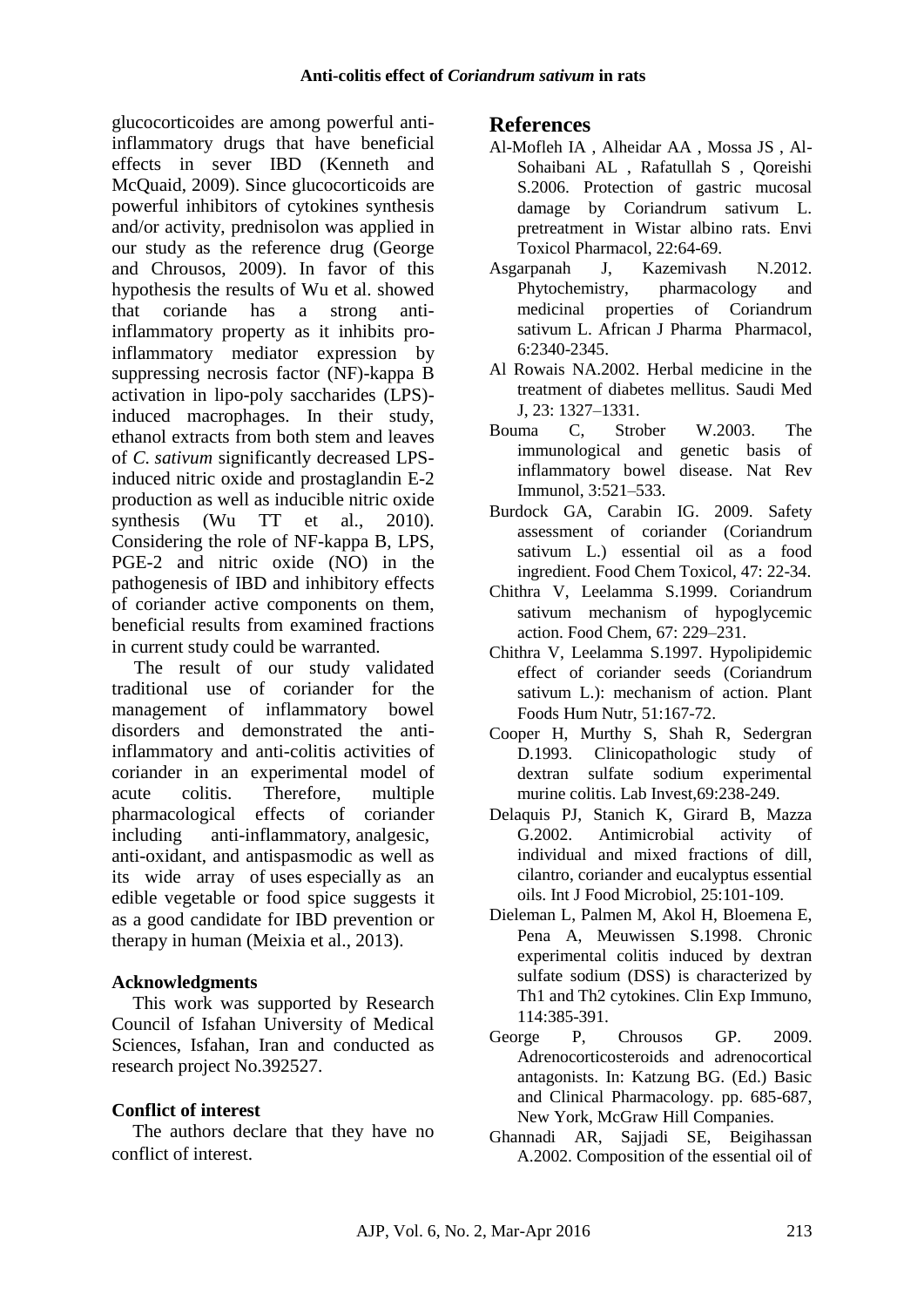glucocorticoides are among powerful anti-inflammatory drugs that have beneficial effects in sever IBD (Kenneth and McQuaid, 2009). Since glucocorticoids are powerful inhibitors of cytokines synthesis and/or activity, prednisolon was applied in our study as the reference drug (George and Chrousos, 2009). In favor of this hypothesis the results of Wu et al. showed that coriande has a strong anti-inflammatory property as it inhibits pro-inflammatory mediator expression by suppressing necrosis factor (NF)-kappa B activation in lipo-poly saccharides (LPS)-induced macrophages. In their study, ethanol extracts from both stem and leaves of *C. sativum* significantly decreased LPS-induced nitric oxide and prostaglandin E-2 production as well as inducible nitric oxide synthesis (Wu TT et al., 2010). Considering the role of NF-kappa B, LPS, PGE-2 and nitric oxide (NO) in the pathogenesis of IBD and inhibitory effects of coriander active components on them, beneficial results from examined fractions in current study could be warranted.

The result of our study validated traditional use of coriander for the management of inflammatory bowel disorders and demonstrated the anti-inflammatory and anti-colitis activities of coriander in an experimental model of acute colitis. Therefore, multiple pharmacological effects of coriander including anti-inflammatory, analgesic, anti-oxidant, and antispasmodic as well as its wide array of uses especially as an edible vegetable or food spice suggests it as a good candidate for IBD prevention or therapy in human (Meixia et al., 2013).

### Acknowledgments

This work was supported by Research Council of Isfahan University of Medical Sciences, Isfahan, Iran and conducted as research project No.392527.

### Conflict of interest

The authors declare that they have no conflict of interest.

## References

Al-Mofleh IA , Alheidar AA , Mossa JS , Al-Sohaibani AL , Rafatullah S , Qoreishi S.2006. Protection of gastric mucosal damage by Coriandrum sativum L. pretreatment in Wistar albino rats. Envi Toxicol Pharmacol, 22:64-69.

Asgarpanah J, Kazemivash N.2012. Phytochemistry, pharmacology and medicinal properties of Coriandrum sativum L. African J Pharma Pharmacol, 6:2340-2345.

Al Rowais NA.2002. Herbal medicine in the treatment of diabetes mellitus. Saudi Med J, 23: 1327–1331.

Bouma C, Strober W.2003. The immunological and genetic basis of inflammatory bowel disease. Nat Rev Immunol, 3:521–533.

Burdock GA, Carabin IG. 2009. Safety assessment of coriander (Coriandrum sativum L.) essential oil as a food ingredient. Food Chem Toxicol, 47: 22-34.

Chithra V, Leelamma S.1999. Coriandrum sativum mechanism of hypoglycemic action. Food Chem, 67: 229–231.

Chithra V, Leelamma S.1997. Hypolipidemic effect of coriander seeds (Coriandrum sativum L.): mechanism of action. Plant Foods Hum Nutr, 51:167-72.

Cooper H, Murthy S, Shah R, Sedergran D.1993. Clinicopathologic study of dextran sulfate sodium experimental murine colitis. Lab Invest,69:238-249.

Delaquis PJ, Stanich K, Girard B, Mazza G.2002. Antimicrobial activity of individual and mixed fractions of dill, cilantro, coriander and eucalyptus essential oils. Int J Food Microbiol, 25:101-109.

Dieleman L, Palmen M, Akol H, Bloemena E, Pena A, Meuwissen S.1998. Chronic experimental colitis induced by dextran sulfate sodium (DSS) is characterized by Th1 and Th2 cytokines. Clin Exp Immuno, 114:385-391.

George P, Chrousos GP. 2009. Adrenocorticosteroids and adrenocortical antagonists. In: Katzung BG. (Ed.) Basic and Clinical Pharmacology. pp. 685-687, New York, McGraw Hill Companies.

Ghannadi AR, Sajjadi SE, Beigihassan A.2002. Composition of the essential oil of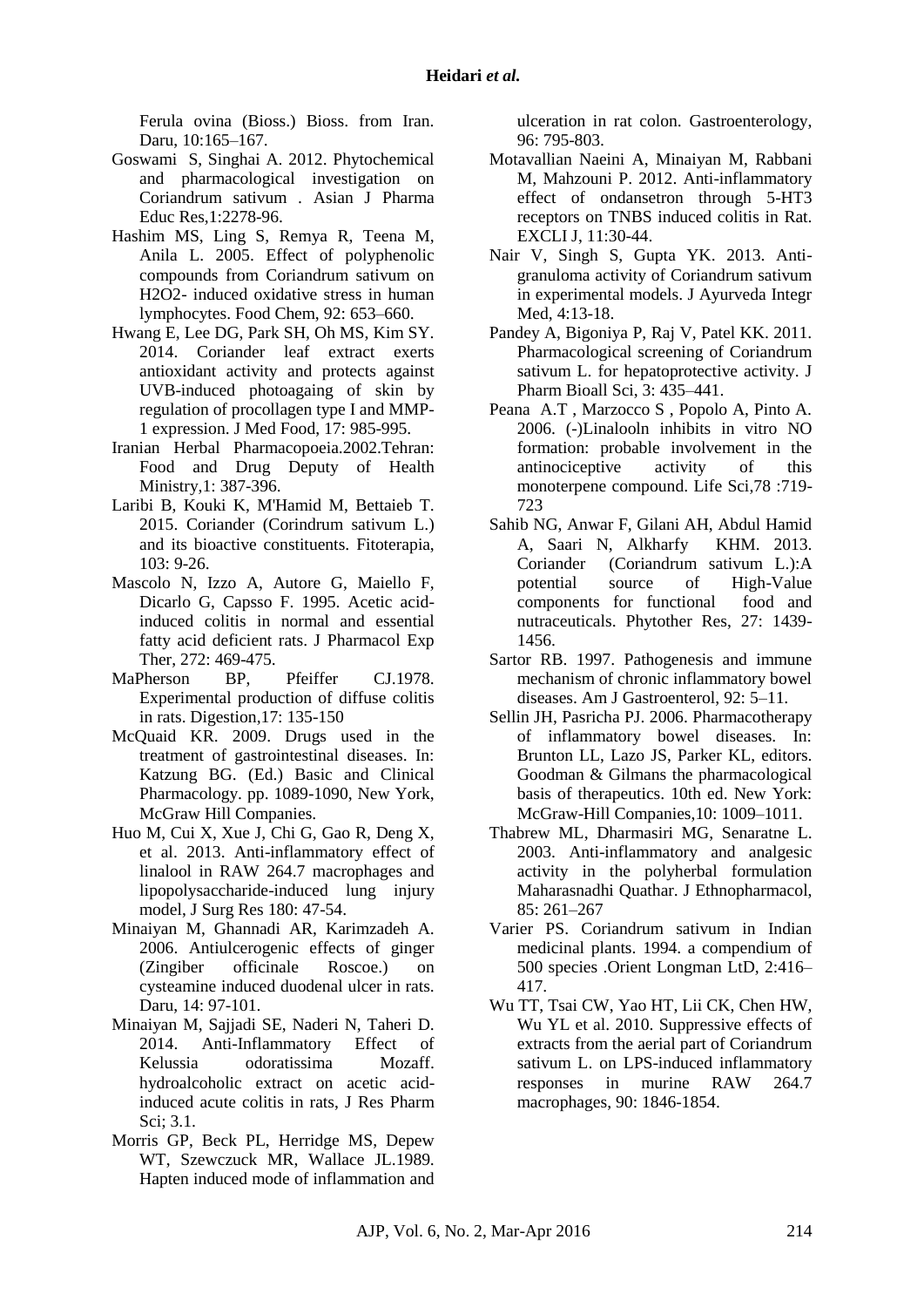Ferula ovina (Bioss.) Bioss. from Iran. Daru, 10:165–167.

Goswami S, Singhai A. 2012. Phytochemical and pharmacological investigation on Coriandrum sativum . Asian J Pharma Educ Res,1:2278-96.

Hashim MS, Ling S, Remya R, Teena M, Anila L. 2005. Effect of polyphenolic compounds from Coriandrum sativum on H2O2- induced oxidative stress in human lymphocytes. Food Chem, 92: 653–660.

Hwang E, Lee DG, Park SH, Oh MS, Kim SY. 2014. Coriander leaf extract exerts antioxidant activity and protects against UVB-induced photoagaing of skin by regulation of procollagen type I and MMP-1 expression. J Med Food, 17: 985-995.

Iranian Herbal Pharmacopoeia.2002.Tehran: Food and Drug Deputy of Health Ministry,1: 387-396.

Laribi B, Kouki K, M'Hamid M, Bettaieb T. 2015. Coriander (Corindrum sativum L.) and its bioactive constituents. Fitoterapia, 103: 9-26.

Mascolo N, Izzo A, Autore G, Maiello F, Dicarlo G, Capsso F. 1995. Acetic acid-induced colitis in normal and essential fatty acid deficient rats. J Pharmacol Exp Ther, 272: 469-475.

MaPherson BP, Pfeiffer CJ.1978. Experimental production of diffuse colitis in rats. Digestion,17: 135-150

McQuaid KR. 2009. Drugs used in the treatment of gastrointestinal diseases. In: Katzung BG. (Ed.) Basic and Clinical Pharmacology. pp. 1089-1090, New York, McGraw Hill Companies.

Huo M, Cui X, Xue J, Chi G, Gao R, Deng X, et al. 2013. Anti-inflammatory effect of linalool in RAW 264.7 macrophages and lipopolysaccharide-induced lung injury model, J Surg Res 180: 47-54.

Minaiyan M, Ghannadi AR, Karimzadeh A. 2006. Antiulcerogenic effects of ginger (Zingiber officinale Roscoe.) on cysteamine induced duodenal ulcer in rats. Daru, 14: 97-101.

Minaiyan M, Sajjadi SE, Naderi N, Taheri D. 2014. Anti-Inflammatory Effect of Kelussia odoratissima Mozaff. hydroalcoholic extract on acetic acid-induced acute colitis in rats, J Res Pharm Sci; 3.1.

Morris GP, Beck PL, Herridge MS, Depew WT, Szewczuck MR, Wallace JL.1989. Hapten induced mode of inflammation and ulceration in rat colon. Gastroenterology, 96: 795-803.

Motavallian Naeini A, Minaiyan M, Rabbani M, Mahzouni P. 2012. Anti-inflammatory effect of ondansetron through 5-HT3 receptors on TNBS induced colitis in Rat. EXCLI J, 11:30-44.

Nair V, Singh S, Gupta YK. 2013. Anti-granuloma activity of Coriandrum sativum in experimental models. J Ayurveda Integr Med, 4:13-18.

Pandey A, Bigoniya P, Raj V, Patel KK. 2011. Pharmacological screening of Coriandrum sativum L. for hepatoprotective activity. J Pharm Bioall Sci, 3: 435–441.

Peana A.T , Marzocco S , Popolo A, Pinto A. 2006. (-)Linalooln inhibits in vitro NO formation: probable involvement in the antinociceptive activity of this monoterpene compound. Life Sci,78 :719-723

Sahib NG, Anwar F, Gilani AH, Abdul Hamid A, Saari N, Alkharfy KHM. 2013. Coriander (Coriandrum sativum L.):A potential source of High-Value components for functional food and nutraceuticals. Phytother Res, 27: 1439-1456.

Sartor RB. 1997. Pathogenesis and immune mechanism of chronic inflammatory bowel diseases. Am J Gastroenterol, 92: 5–11.

Sellin JH, Pasricha PJ. 2006. Pharmacotherapy of inflammatory bowel diseases. In: Brunton LL, Lazo JS, Parker KL, editors. Goodman & Gilmans the pharmacological basis of therapeutics. 10th ed. New York: McGraw-Hill Companies,10: 1009–1011.

Thabrew ML, Dharmasiri MG, Senaratne L. 2003. Anti-inflammatory and analgesic activity in the polyherbal formulation Maharasnadhi Quathar. J Ethnopharmacol, 85: 261–267

Varier PS. Coriandrum sativum in Indian medicinal plants. 1994. a compendium of 500 species .Orient Longman LtD, 2:416–417.

Wu TT, Tsai CW, Yao HT, Lii CK, Chen HW, Wu YL et al. 2010. Suppressive effects of extracts from the aerial part of Coriandrum sativum L. on LPS-induced inflammatory responses in murine RAW 264.7 macrophages, 90: 1846-1854.